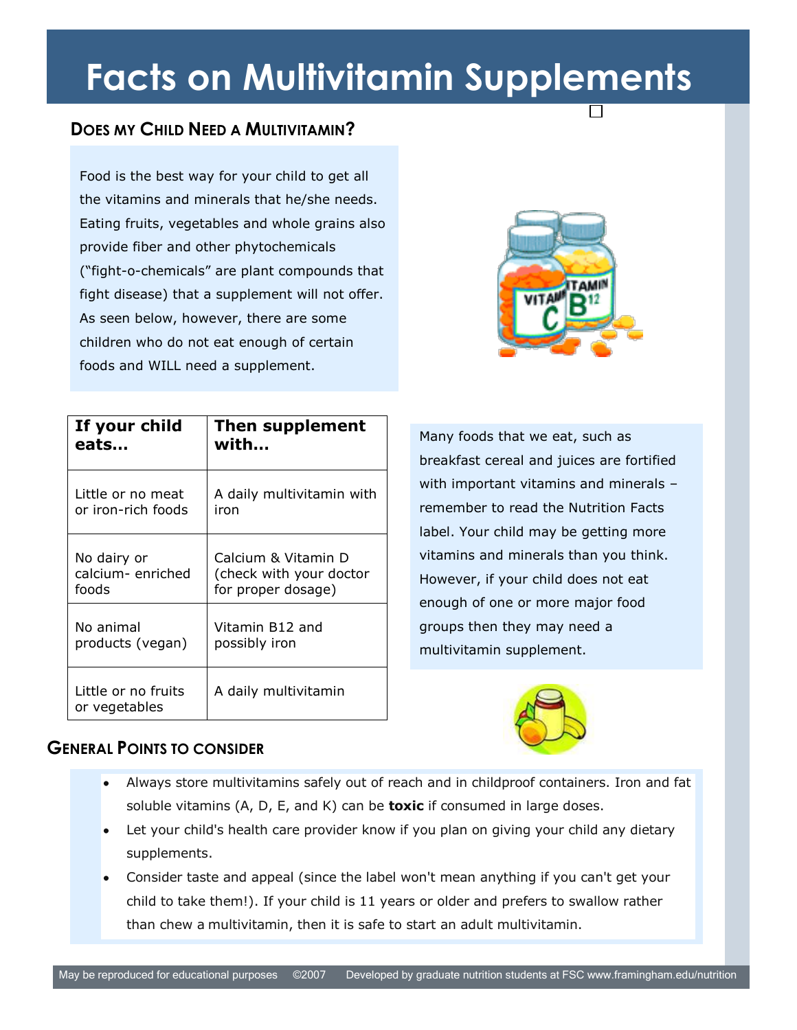# Facts on Multivitamin Supplements

## Does my Child Need a Multivitamin?

Food is the best way for your child to get all the vitamins and minerals that he/she needs. Eating fruits, vegetables and whole grains also provide fiber and other phytochemicals ("fight-o-chemicals" are plant compounds that fight disease) that a supplement will not offer. As seen below, however, there are some children who do not eat enough of certain foods and WILL need a supplement.

| If your child eats… | Then supplement with… |
|---|---|
| Little or no meat or iron-rich foods | A daily multivitamin with iron |
| No dairy or calcium- enriched foods | Calcium & Vitamin D (check with your doctor for proper dosage) |
| No animal products (vegan) | Vitamin B12 and possibly iron |
| Little or no fruits or vegetables | A daily multivitamin |

Many foods that we eat, such as breakfast cereal and juices are fortified with important vitamins and minerals – remember to read the Nutrition Facts label. Your child may be getting more vitamins and minerals than you think. However, if your child does not eat enough of one or more major food groups then they may need a multivitamin supplement.

## General Points to consider

- Always store multivitamins safely out of reach and in childproof containers. Iron and fat soluble vitamins (A, D, E, and K) can be **toxic** if consumed in large doses.
- Let your child's health care provider know if you plan on giving your child any dietary supplements.
- Consider taste and appeal (since the label won't mean anything if you can't get your child to take them!). If your child is 11 years or older and prefers to swallow rather than chew a multivitamin, then it is safe to start an adult multivitamin.

May be reproduced for educational purposes ©2007 Developed by graduate nutrition students at FSC www.framingham.edu/nutrition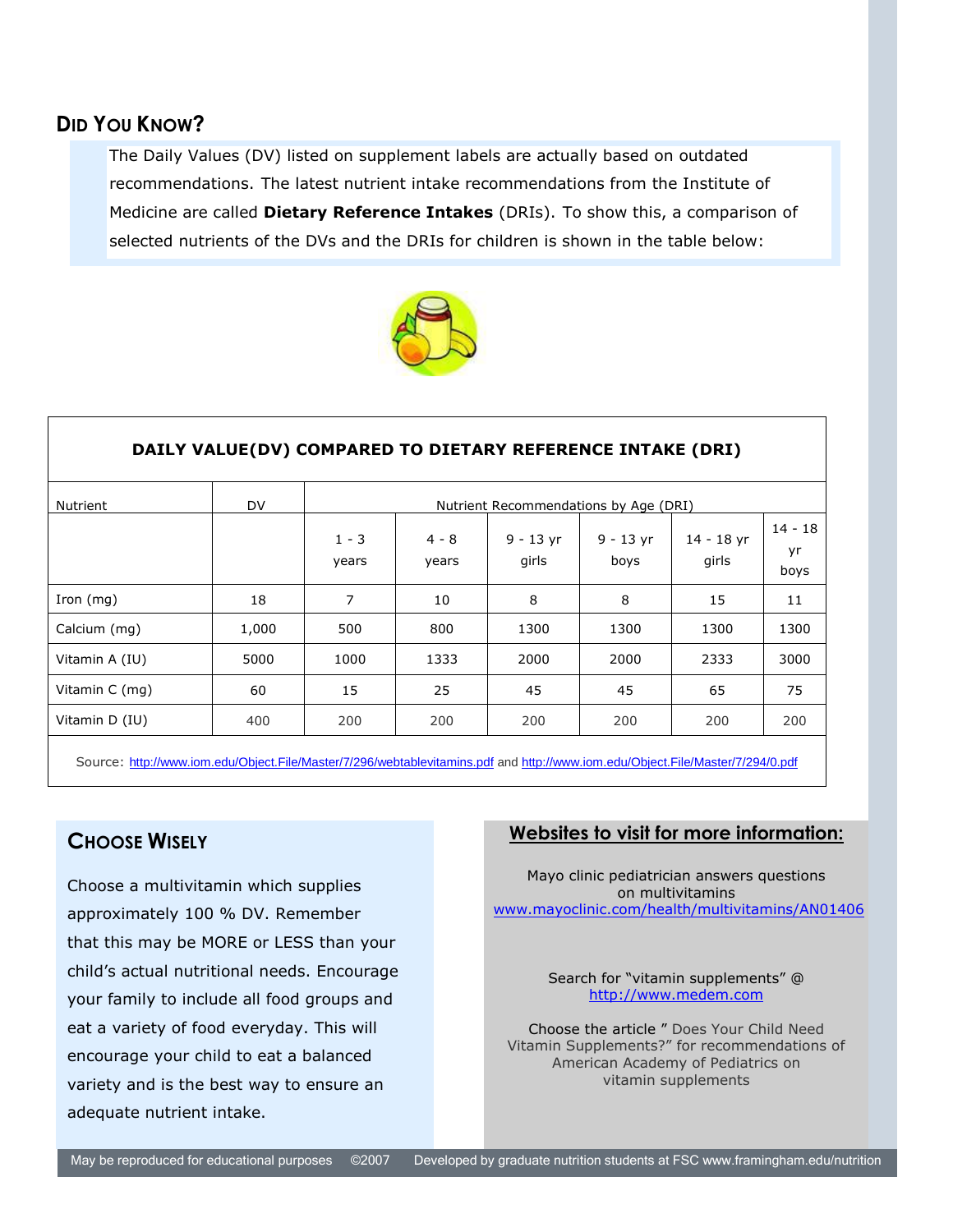## DID YOU KNOW?

The Daily Values (DV) listed on supplement labels are actually based on outdated recommendations. The latest nutrient intake recommendations from the Institute of Medicine are called **Dietary Reference Intakes** (DRIs). To show this, a comparison of selected nutrients of the DVs and the DRIs for children is shown in the table below:

**DAILY VALUE(DV) COMPARED TO DIETARY REFERENCE INTAKE (DRI)**

| Nutrient | DV | Nutrient Recommendations by Age (DRI) | | | | | |
|---|---|---|---|---|---|---|---|
| | | 1 - 3 years | 4 - 8 years | 9 - 13 yr girls | 9 - 13 yr boys | 14 - 18 yr girls | 14 - 18 yr boys |
| Iron (mg) | 18 | 7 | 10 | 8 | 8 | 15 | 11 |
| Calcium (mg) | 1,000 | 500 | 800 | 1300 | 1300 | 1300 | 1300 |
| Vitamin A (IU) | 5000 | 1000 | 1333 | 2000 | 2000 | 2333 | 3000 |
| Vitamin C (mg) | 60 | 15 | 25 | 45 | 45 | 65 | 75 |
| Vitamin D (IU) | 400 | 200 | 200 | 200 | 200 | 200 | 200 |

Source: http://www.iom.edu/Object.File/Master/7/296/webtablevitamins.pdf and http://www.iom.edu/Object.File/Master/7/294/0.pdf

## CHOOSE WISELY

Choose a multivitamin which supplies approximately 100 % DV. Remember that this may be MORE or LESS than your child's actual nutritional needs. Encourage your family to include all food groups and eat a variety of food everyday. This will encourage your child to eat a balanced variety and is the best way to ensure an adequate nutrient intake.

## Websites to visit for more information:

Mayo clinic pediatrician answers questions on multivitamins
www.mayoclinic.com/health/multivitamins/AN01406

Search for "vitamin supplements" @ http://www.medem.com

Choose the article " Does Your Child Need Vitamin Supplements?" for recommendations of American Academy of Pediatrics on vitamin supplements

May be reproduced for educational purposes ©2007 Developed by graduate nutrition students at FSC www.framingham.edu/nutrition